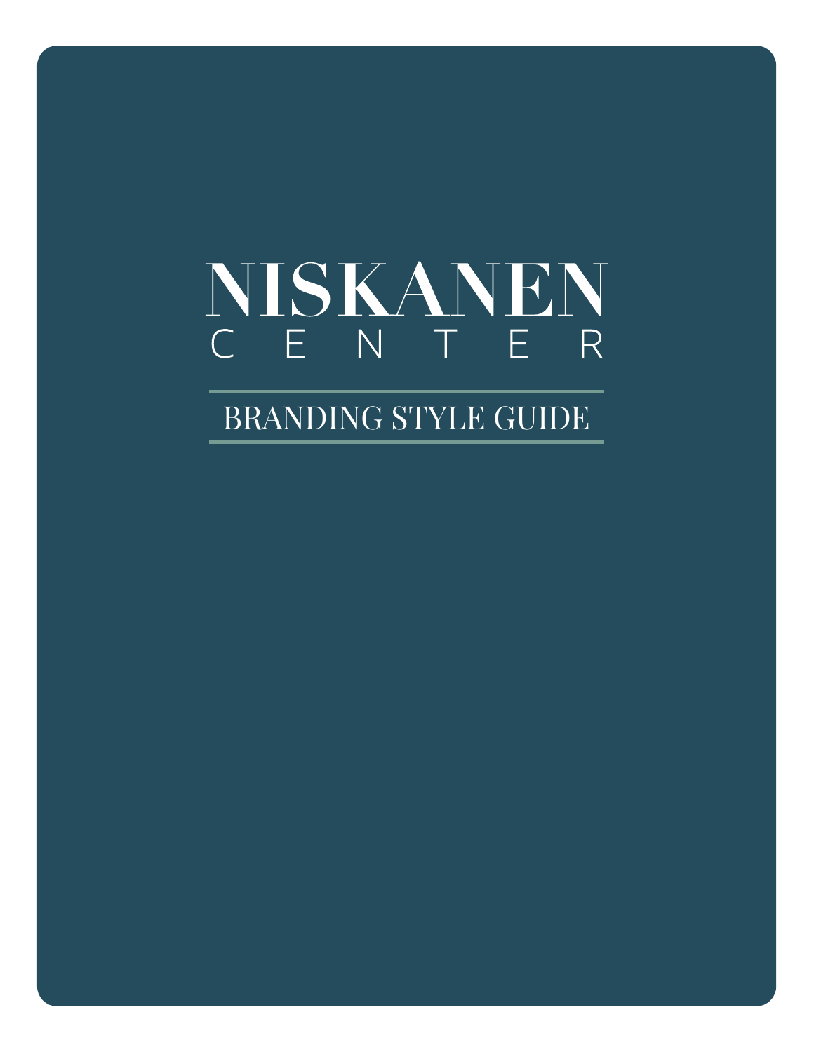# NISKANEN CENTER

## BRANDING STYLE GUIDE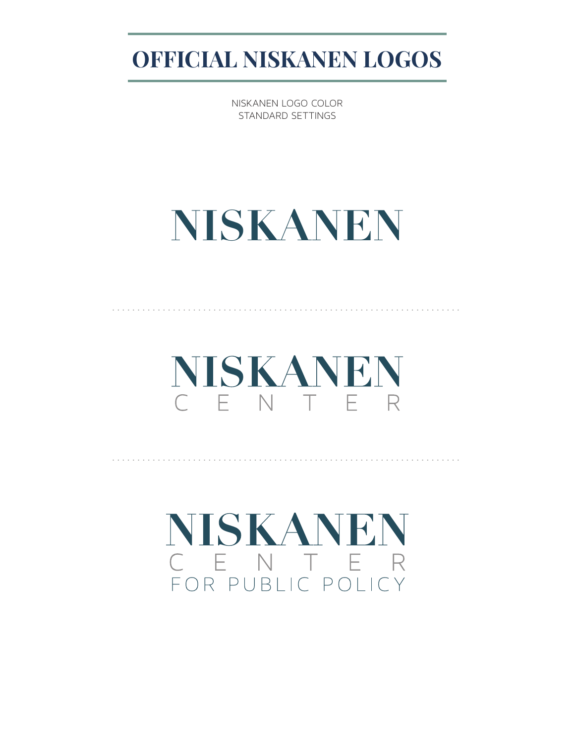# OFFICIAL NISKANEN LOGOS

NISKANEN LOGO COLOR
STANDARD SETTINGS

NISKANEN

---

NISKANEN
C E N T E R

---

NISKANEN
C E N T E R
FOR PUBLIC POLICY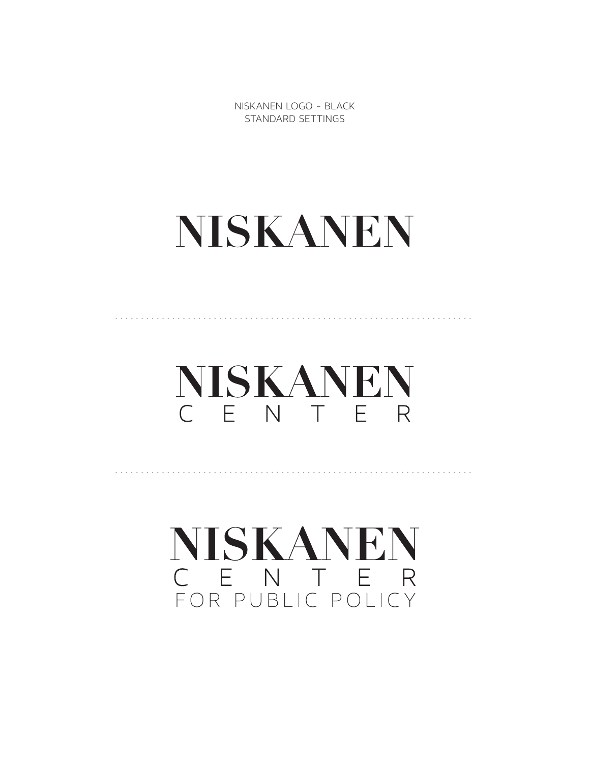NISKANEN LOGO - BLACK
STANDARD SETTINGS

# NISKANEN

---

# NISKANEN
C E N T E R

---

# NISKANEN
C E N T E R
FOR PUBLIC POLICY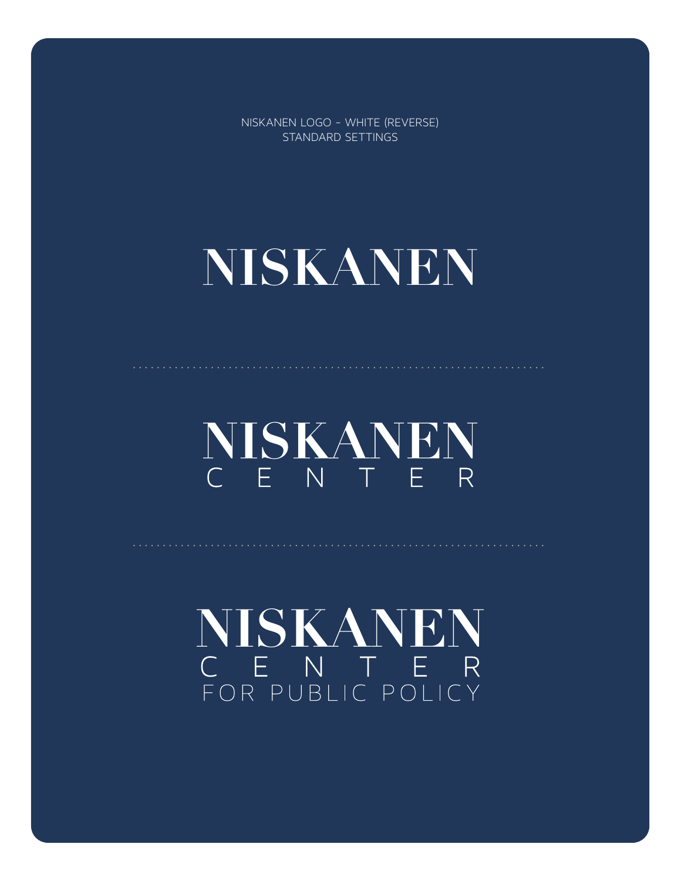NISKANEN LOGO - WHITE (REVERSE)
STANDARD SETTINGS

# NISKANEN

---

# NISKANEN
CENTER

---

# NISKANEN
CENTER
FOR PUBLIC POLICY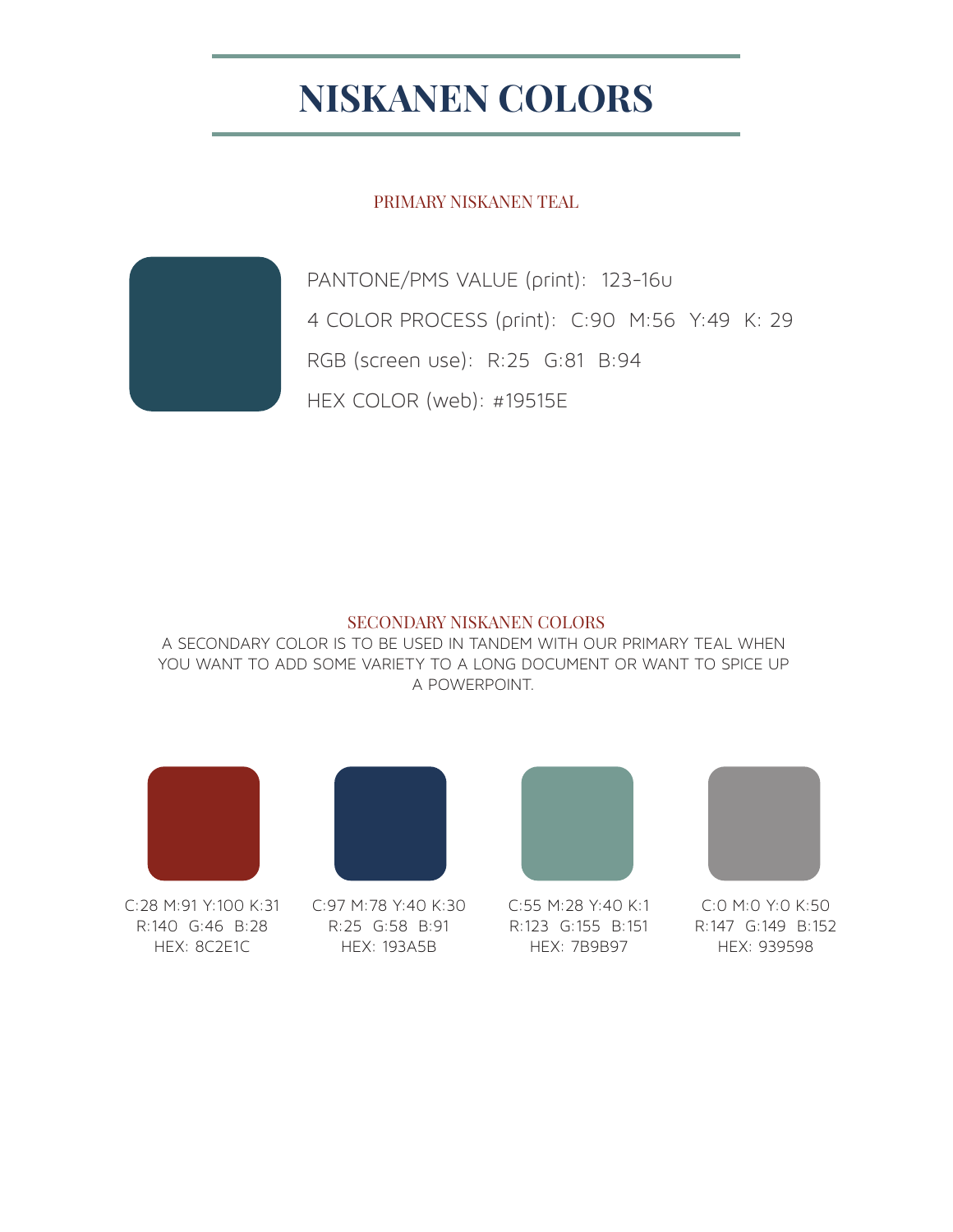# NISKANEN COLORS

## PRIMARY NISKANEN TEAL

PANTONE/PMS VALUE (print): 123-16u

4 COLOR PROCESS (print): C:90 M:56 Y:49 K: 29

RGB (screen use): R:25 G:81 B:94

HEX COLOR (web): #19515E

## SECONDARY NISKANEN COLORS

A SECONDARY COLOR IS TO BE USED IN TANDEM WITH OUR PRIMARY TEAL WHEN YOU WANT TO ADD SOME VARIETY TO A LONG DOCUMENT OR WANT TO SPICE UP A POWERPOINT.

C:28 M:91 Y:100 K:31
R:140 G:46 B:28
HEX: 8C2E1C

C:97 M:78 Y:40 K:30
R:25 G:58 B:91
HEX: 193A5B

C:55 M:28 Y:40 K:1
R:123 G:155 B:151
HEX: 7B9B97

C:0 M:0 Y:0 K:50
R:147 G:149 B:152
HEX: 939598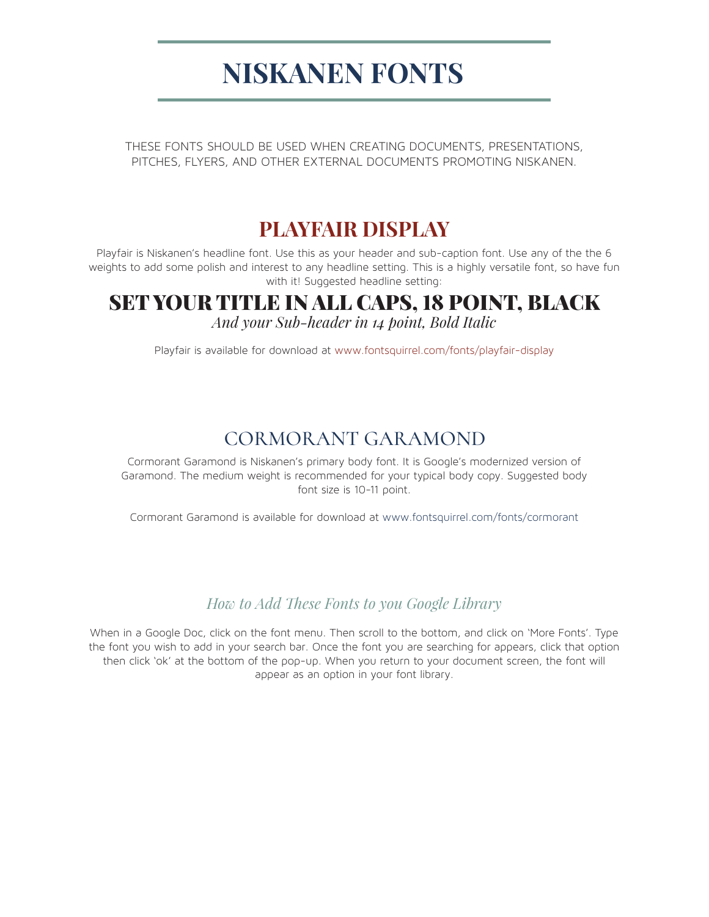# NISKANEN FONTS

THESE FONTS SHOULD BE USED WHEN CREATING DOCUMENTS, PRESENTATIONS, PITCHES, FLYERS, AND OTHER EXTERNAL DOCUMENTS PROMOTING NISKANEN.

## PLAYFAIR DISPLAY

Playfair is Niskanen's headline font. Use this as your header and sub-caption font. Use any of the the 6 weights to add some polish and interest to any headline setting. This is a highly versatile font, so have fun with it! Suggested headline setting:

**SET YOUR TITLE IN ALL CAPS, 18 POINT, BLACK**

***And your Sub-header in 14 point, Bold Italic***

Playfair is available for download at www.fontsquirrel.com/fonts/playfair-display

## CORMORANT GARAMOND

Cormorant Garamond is Niskanen's primary body font. It is Google's modernized version of Garamond. The medium weight is recommended for your typical body copy. Suggested body font size is 10-11 point.

Cormorant Garamond is available for download at www.fontsquirrel.com/fonts/cormorant

### *How to Add These Fonts to you Google Library*

When in a Google Doc, click on the font menu. Then scroll to the bottom, and click on 'More Fonts'. Type the font you wish to add in your search bar. Once the font you are searching for appears, click that option then click 'ok' at the bottom of the pop-up. When you return to your document screen, the font will appear as an option in your font library.